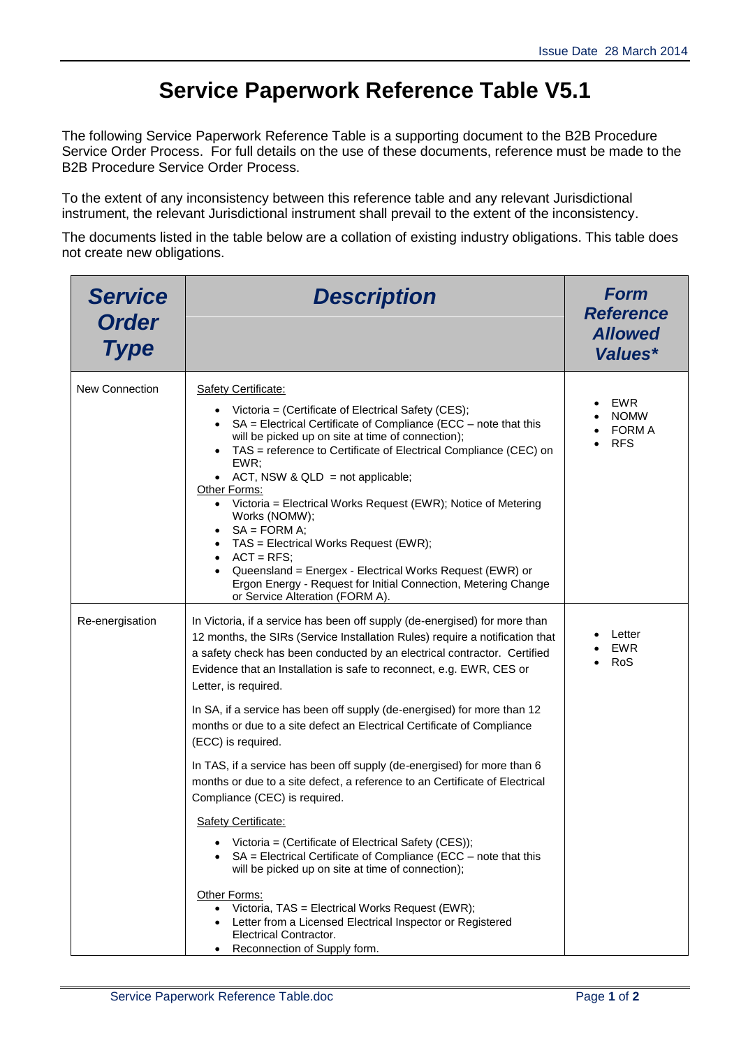# Service Paperwork Reference Table V5.1

The following Service Paperwork Reference Table is a supporting document to the B2B Procedure Service Order Process. For full details on the use of these documents, reference must be made to the B2B Procedure Service Order Process.

To the extent of any inconsistency between this reference table and any relevant Jurisdictional instrument, the relevant Jurisdictional instrument shall prevail to the extent of the inconsistency.

The documents listed in the table below are a collation of existing industry obligations. This table does not create new obligations.

| Service Order Type | Description | Form Reference Allowed Values* |
|---|---|---|
| New Connection | Safety Certificate:<br>• Victoria = (Certificate of Electrical Safety (CES);<br>• SA = Electrical Certificate of Compliance (ECC – note that this will be picked up on site at time of connection);<br>• TAS = reference to Certificate of Electrical Compliance (CEC) on EWR;<br>• ACT, NSW & QLD = not applicable;<br>Other Forms:<br>• Victoria = Electrical Works Request (EWR); Notice of Metering Works (NOMW);<br>• SA = FORM A;<br>• TAS = Electrical Works Request (EWR);<br>• ACT = RFS;<br>• Queensland = Energex - Electrical Works Request (EWR) or Ergon Energy - Request for Initial Connection, Metering Change or Service Alteration (FORM A). | • EWR<br>• NOMW<br>• FORM A<br>• RFS |
| Re-energisation | In Victoria, if a service has been off supply (de-energised) for more than 12 months, the SIRs (Service Installation Rules) require a notification that a safety check has been conducted by an electrical contractor. Certified Evidence that an Installation is safe to reconnect, e.g. EWR, CES or Letter, is required.<br><br>In SA, if a service has been off supply (de-energised) for more than 12 months or due to a site defect an Electrical Certificate of Compliance (ECC) is required.<br><br>In TAS, if a service has been off supply (de-energised) for more than 6 months or due to a site defect, a reference to an Certificate of Electrical Compliance (CEC) is required.<br><br>Safety Certificate:<br>• Victoria = (Certificate of Electrical Safety (CES));<br>• SA = Electrical Certificate of Compliance (ECC – note that this will be picked up on site at time of connection);<br><br>Other Forms:<br>• Victoria, TAS = Electrical Works Request (EWR);<br>• Letter from a Licensed Electrical Inspector or Registered Electrical Contractor.<br>• Reconnection of Supply form. | • Letter<br>• EWR<br>• RoS |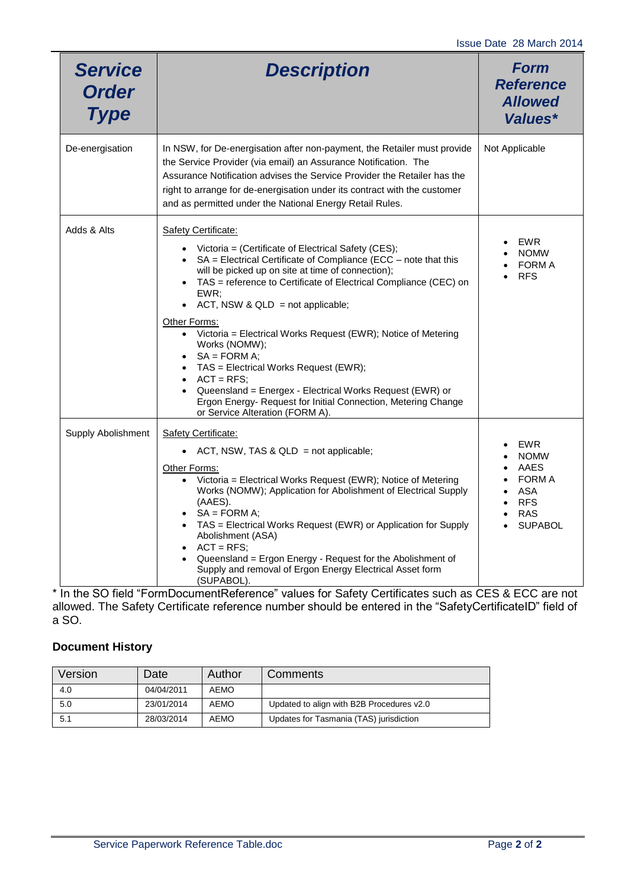Issue Date 28 March 2014

| Service Order Type | Description | Form Reference Allowed Values* |
|---|---|---|
| De-energisation | In NSW, for De-energisation after non-payment, the Retailer must provide the Service Provider (via email) an Assurance Notification. The Assurance Notification advises the Service Provider the Retailer has the right to arrange for de-energisation under its contract with the customer and as permitted under the National Energy Retail Rules. | Not Applicable |
| Adds & Alts | Safety Certificate:<br>• Victoria = (Certificate of Electrical Safety (CES);<br>• SA = Electrical Certificate of Compliance (ECC – note that this will be picked up on site at time of connection);<br>• TAS = reference to Certificate of Electrical Compliance (CEC) on EWR;<br>• ACT, NSW & QLD = not applicable;<br>Other Forms:<br>• Victoria = Electrical Works Request (EWR); Notice of Metering Works (NOMW);<br>• SA = FORM A;<br>• TAS = Electrical Works Request (EWR);<br>• ACT = RFS;<br>• Queensland = Energex - Electrical Works Request (EWR) or Ergon Energy- Request for Initial Connection, Metering Change or Service Alteration (FORM A). | • EWR<br>• NOMW<br>• FORM A<br>• RFS |
| Supply Abolishment | Safety Certificate:<br>• ACT, NSW, TAS & QLD = not applicable;<br>Other Forms:<br>• Victoria = Electrical Works Request (EWR); Notice of Metering Works (NOMW); Application for Abolishment of Electrical Supply (AAES).<br>• SA = FORM A;<br>• TAS = Electrical Works Request (EWR) or Application for Supply Abolishment (ASA)<br>• ACT = RFS;<br>• Queensland = Ergon Energy - Request for the Abolishment of Supply and removal of Ergon Energy Electrical Asset form (SUPABOL). | • EWR<br>• NOMW<br>• AAES<br>• FORM A<br>• ASA<br>• RFS<br>• RAS<br>• SUPABOL |

* In the SO field "FormDocumentReference" values for Safety Certificates such as CES & ECC are not allowed. The Safety Certificate reference number should be entered in the "SafetyCertificateID" field of a SO.

**Document History**

| Version | Date | Author | Comments |
|---|---|---|---|
| 4.0 | 04/04/2011 | AEMO | |
| 5.0 | 23/01/2014 | AEMO | Updated to align with B2B Procedures v2.0 |
| 5.1 | 28/03/2014 | AEMO | Updates for Tasmania (TAS) jurisdiction |